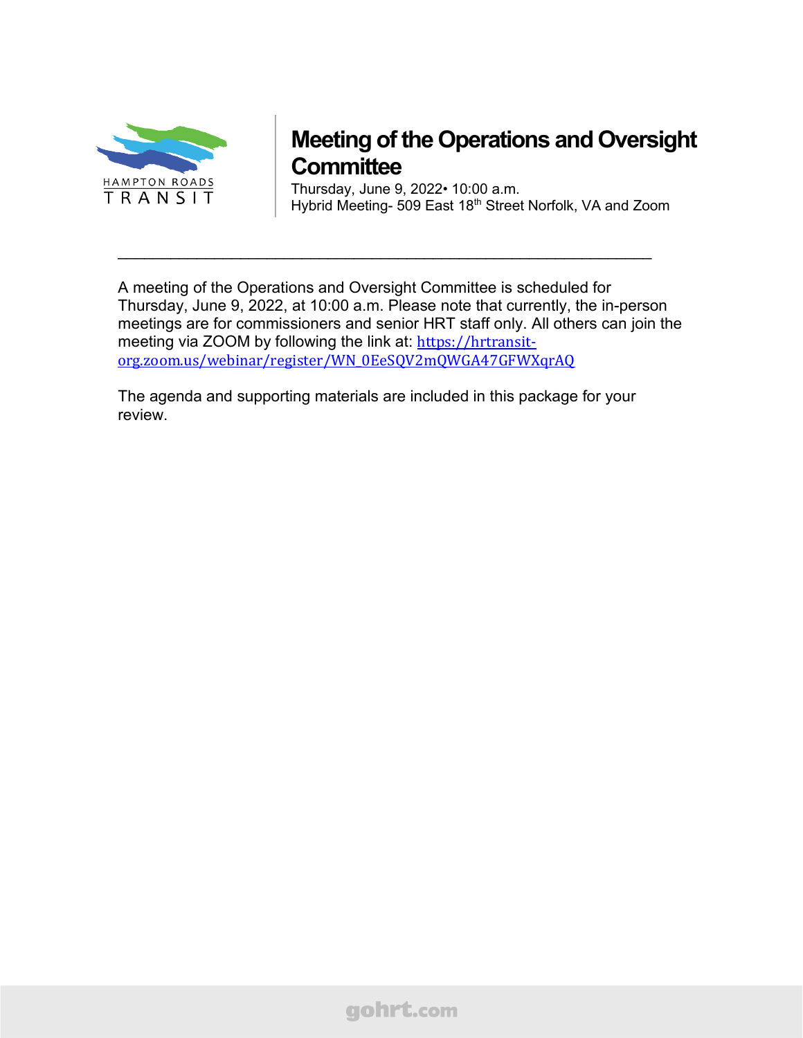HAMPTON ROADS TRANSIT

# Meeting of the Operations and Oversight Committee

Thursday, June 9, 2022• 10:00 a.m.
Hybrid Meeting- 509 East 18th Street Norfolk, VA and Zoom

---

A meeting of the Operations and Oversight Committee is scheduled for Thursday, June 9, 2022, at 10:00 a.m. Please note that currently, the in-person meetings are for commissioners and senior HRT staff only. All others can join the meeting via ZOOM by following the link at: https://hrtransit-org.zoom.us/webinar/register/WN_0EeSQV2mQWGA47GFWXqrAQ

The agenda and supporting materials are included in this package for your review.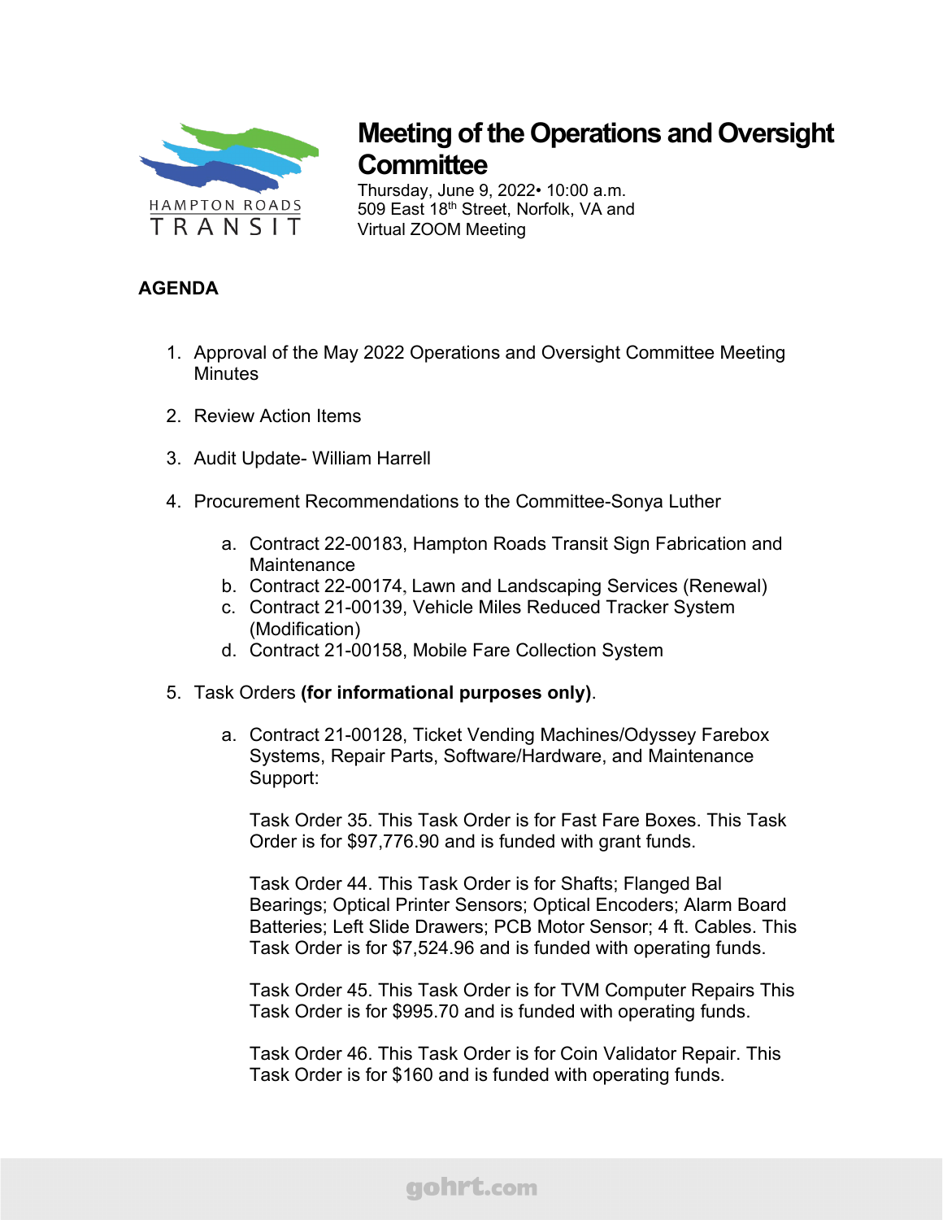HAMPTON ROADS TRANSIT

# Meeting of the Operations and Oversight Committee

Thursday, June 9, 2022• 10:00 a.m.
509 East 18th Street, Norfolk, VA and
Virtual ZOOM Meeting

**AGENDA**

1. Approval of the May 2022 Operations and Oversight Committee Meeting Minutes

2. Review Action Items

3. Audit Update- William Harrell

4. Procurement Recommendations to the Committee-Sonya Luther

   a. Contract 22-00183, Hampton Roads Transit Sign Fabrication and Maintenance
   b. Contract 22-00174, Lawn and Landscaping Services (Renewal)
   c. Contract 21-00139, Vehicle Miles Reduced Tracker System (Modification)
   d. Contract 21-00158, Mobile Fare Collection System

5. Task Orders **(for informational purposes only)**.

   a. Contract 21-00128, Ticket Vending Machines/Odyssey Farebox Systems, Repair Parts, Software/Hardware, and Maintenance Support:

      Task Order 35. This Task Order is for Fast Fare Boxes. This Task Order is for $97,776.90 and is funded with grant funds.

      Task Order 44. This Task Order is for Shafts; Flanged Bal Bearings; Optical Printer Sensors; Optical Encoders; Alarm Board Batteries; Left Slide Drawers; PCB Motor Sensor; 4 ft. Cables. This Task Order is for $7,524.96 and is funded with operating funds.

      Task Order 45. This Task Order is for TVM Computer Repairs This Task Order is for $995.70 and is funded with operating funds.

      Task Order 46. This Task Order is for Coin Validator Repair. This Task Order is for $160 and is funded with operating funds.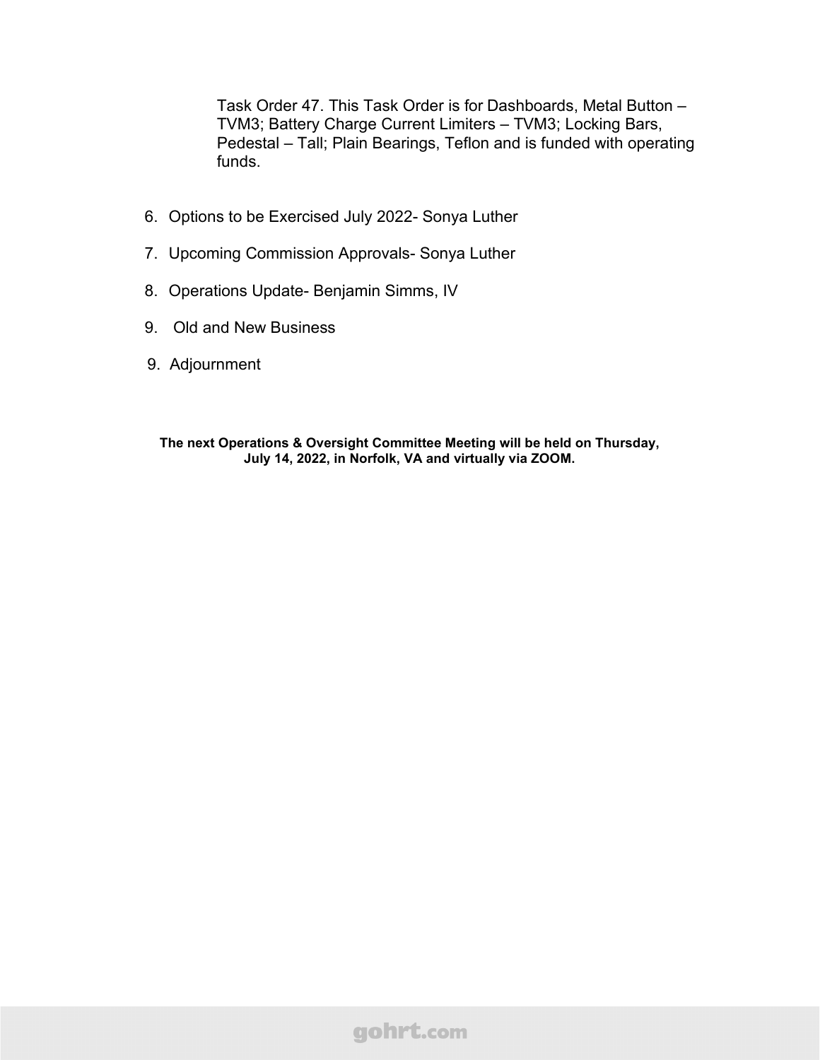Task Order 47. This Task Order is for Dashboards, Metal Button – TVM3; Battery Charge Current Limiters – TVM3; Locking Bars, Pedestal – Tall; Plain Bearings, Teflon and is funded with operating funds.

6. Options to be Exercised July 2022- Sonya Luther

7. Upcoming Commission Approvals- Sonya Luther

8. Operations Update- Benjamin Simms, IV

9. Old and New Business

9. Adjournment

**The next Operations & Oversight Committee Meeting will be held on Thursday, July 14, 2022, in Norfolk, VA and virtually via ZOOM.**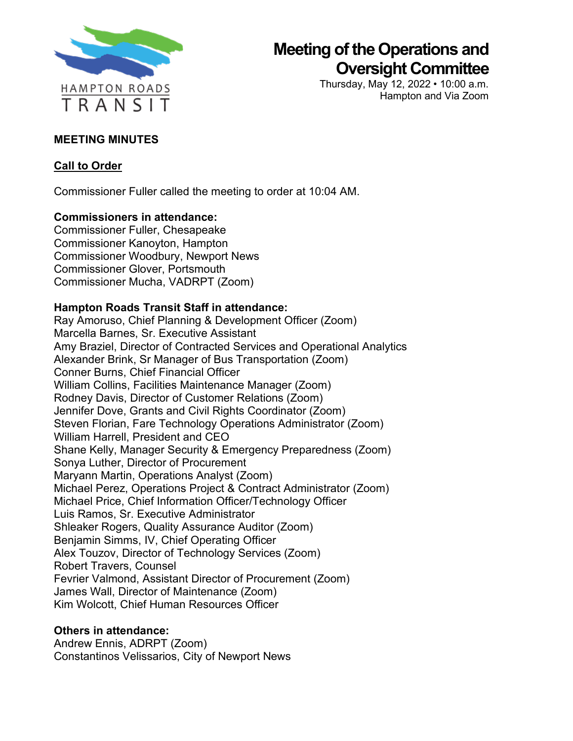# Meeting of the Operations and Oversight Committee

Thursday, May 12, 2022 • 10:00 a.m.
Hampton and Via Zoom

**MEETING MINUTES**

**Call to Order**

Commissioner Fuller called the meeting to order at 10:04 AM.

**Commissioners in attendance:**
Commissioner Fuller, Chesapeake
Commissioner Kanoyton, Hampton
Commissioner Woodbury, Newport News
Commissioner Glover, Portsmouth
Commissioner Mucha, VADRPT (Zoom)

**Hampton Roads Transit Staff in attendance:**
Ray Amoruso, Chief Planning & Development Officer (Zoom)
Marcella Barnes, Sr. Executive Assistant
Amy Braziel, Director of Contracted Services and Operational Analytics
Alexander Brink, Sr Manager of Bus Transportation (Zoom)
Conner Burns, Chief Financial Officer
William Collins, Facilities Maintenance Manager (Zoom)
Rodney Davis, Director of Customer Relations (Zoom)
Jennifer Dove, Grants and Civil Rights Coordinator (Zoom)
Steven Florian, Fare Technology Operations Administrator (Zoom)
William Harrell, President and CEO
Shane Kelly, Manager Security & Emergency Preparedness (Zoom)
Sonya Luther, Director of Procurement
Maryann Martin, Operations Analyst (Zoom)
Michael Perez, Operations Project & Contract Administrator (Zoom)
Michael Price, Chief Information Officer/Technology Officer
Luis Ramos, Sr. Executive Administrator
Shleaker Rogers, Quality Assurance Auditor (Zoom)
Benjamin Simms, IV, Chief Operating Officer
Alex Touzov, Director of Technology Services (Zoom)
Robert Travers, Counsel
Fevrier Valmond, Assistant Director of Procurement (Zoom)
James Wall, Director of Maintenance (Zoom)
Kim Wolcott, Chief Human Resources Officer

**Others in attendance:**
Andrew Ennis, ADRPT (Zoom)
Constantinos Velissarios, City of Newport News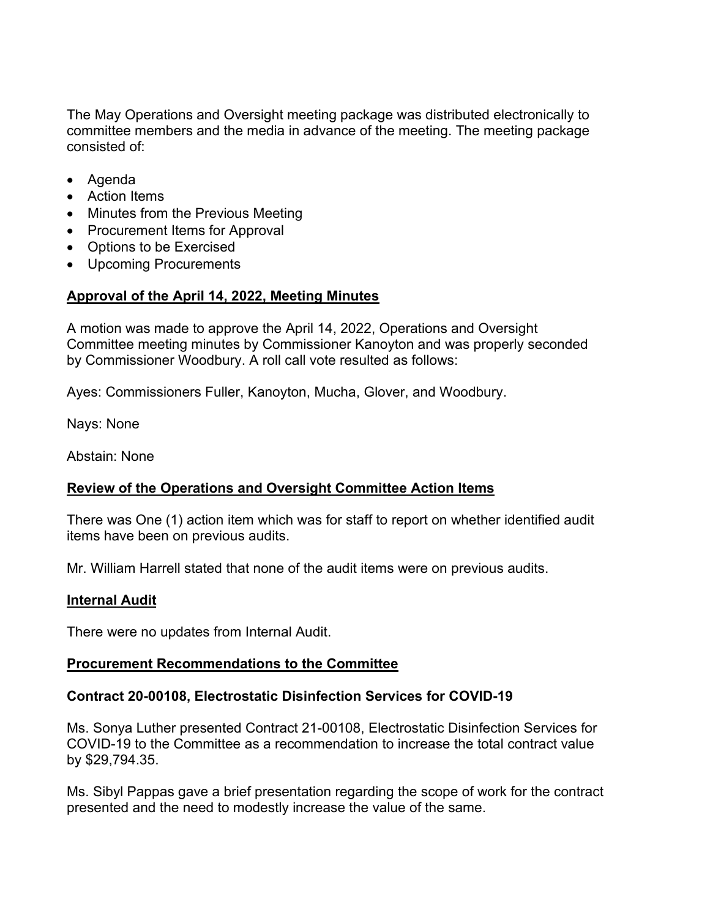The May Operations and Oversight meeting package was distributed electronically to committee members and the media in advance of the meeting. The meeting package consisted of:

- Agenda
- Action Items
- Minutes from the Previous Meeting
- Procurement Items for Approval
- Options to be Exercised
- Upcoming Procurements

**Approval of the April 14, 2022, Meeting Minutes**

A motion was made to approve the April 14, 2022, Operations and Oversight Committee meeting minutes by Commissioner Kanoyton and was properly seconded by Commissioner Woodbury. A roll call vote resulted as follows:

Ayes: Commissioners Fuller, Kanoyton, Mucha, Glover, and Woodbury.

Nays: None

Abstain: None

**Review of the Operations and Oversight Committee Action Items**

There was One (1) action item which was for staff to report on whether identified audit items have been on previous audits.

Mr. William Harrell stated that none of the audit items were on previous audits.

**Internal Audit**

There were no updates from Internal Audit.

**Procurement Recommendations to the Committee**

**Contract 20-00108, Electrostatic Disinfection Services for COVID-19**

Ms. Sonya Luther presented Contract 21-00108, Electrostatic Disinfection Services for COVID-19 to the Committee as a recommendation to increase the total contract value by $29,794.35.

Ms. Sibyl Pappas gave a brief presentation regarding the scope of work for the contract presented and the need to modestly increase the value of the same.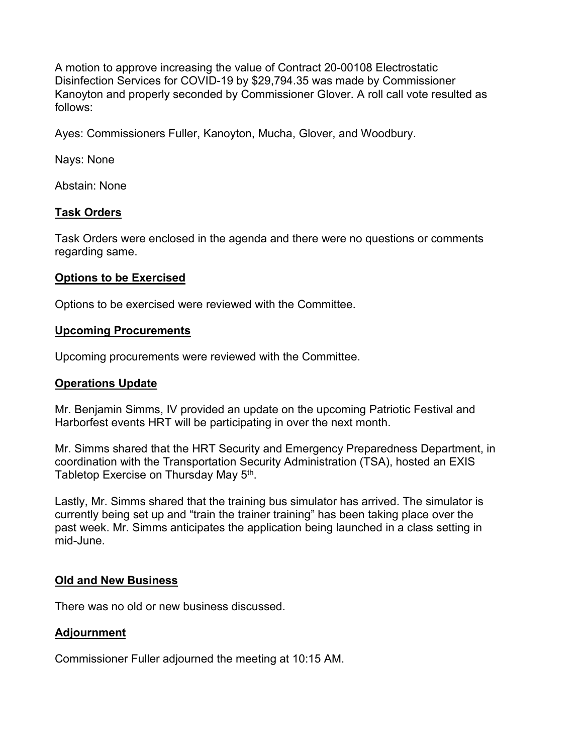A motion to approve increasing the value of Contract 20-00108 Electrostatic Disinfection Services for COVID-19 by $29,794.35 was made by Commissioner Kanoyton and properly seconded by Commissioner Glover. A roll call vote resulted as follows:

Ayes: Commissioners Fuller, Kanoyton, Mucha, Glover, and Woodbury.

Nays: None

Abstain: None

**Task Orders**

Task Orders were enclosed in the agenda and there were no questions or comments regarding same.

**Options to be Exercised**

Options to be exercised were reviewed with the Committee.

**Upcoming Procurements**

Upcoming procurements were reviewed with the Committee.

**Operations Update**

Mr. Benjamin Simms, IV provided an update on the upcoming Patriotic Festival and Harborfest events HRT will be participating in over the next month.

Mr. Simms shared that the HRT Security and Emergency Preparedness Department, in coordination with the Transportation Security Administration (TSA), hosted an EXIS Tabletop Exercise on Thursday May 5th.

Lastly, Mr. Simms shared that the training bus simulator has arrived. The simulator is currently being set up and "train the trainer training" has been taking place over the past week. Mr. Simms anticipates the application being launched in a class setting in mid-June.

**Old and New Business**

There was no old or new business discussed.

**Adjournment**

Commissioner Fuller adjourned the meeting at 10:15 AM.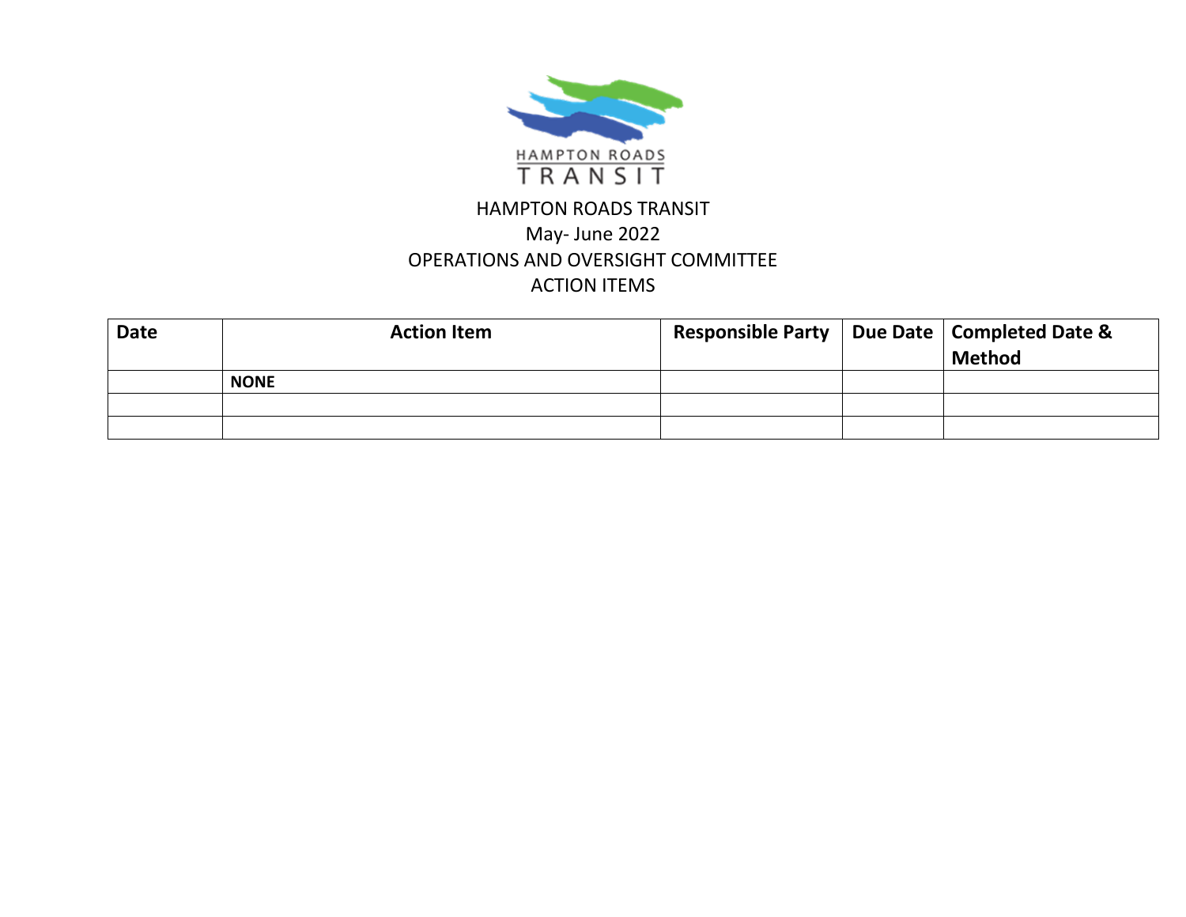HAMPTON ROADS TRANSIT

May- June 2022

OPERATIONS AND OVERSIGHT COMMITTEE

ACTION ITEMS

| Date | Action Item | Responsible Party | Due Date | Completed Date & Method |
|---|---|---|---|---|
| | **NONE** | | | |
| | | | | |
| | | | | |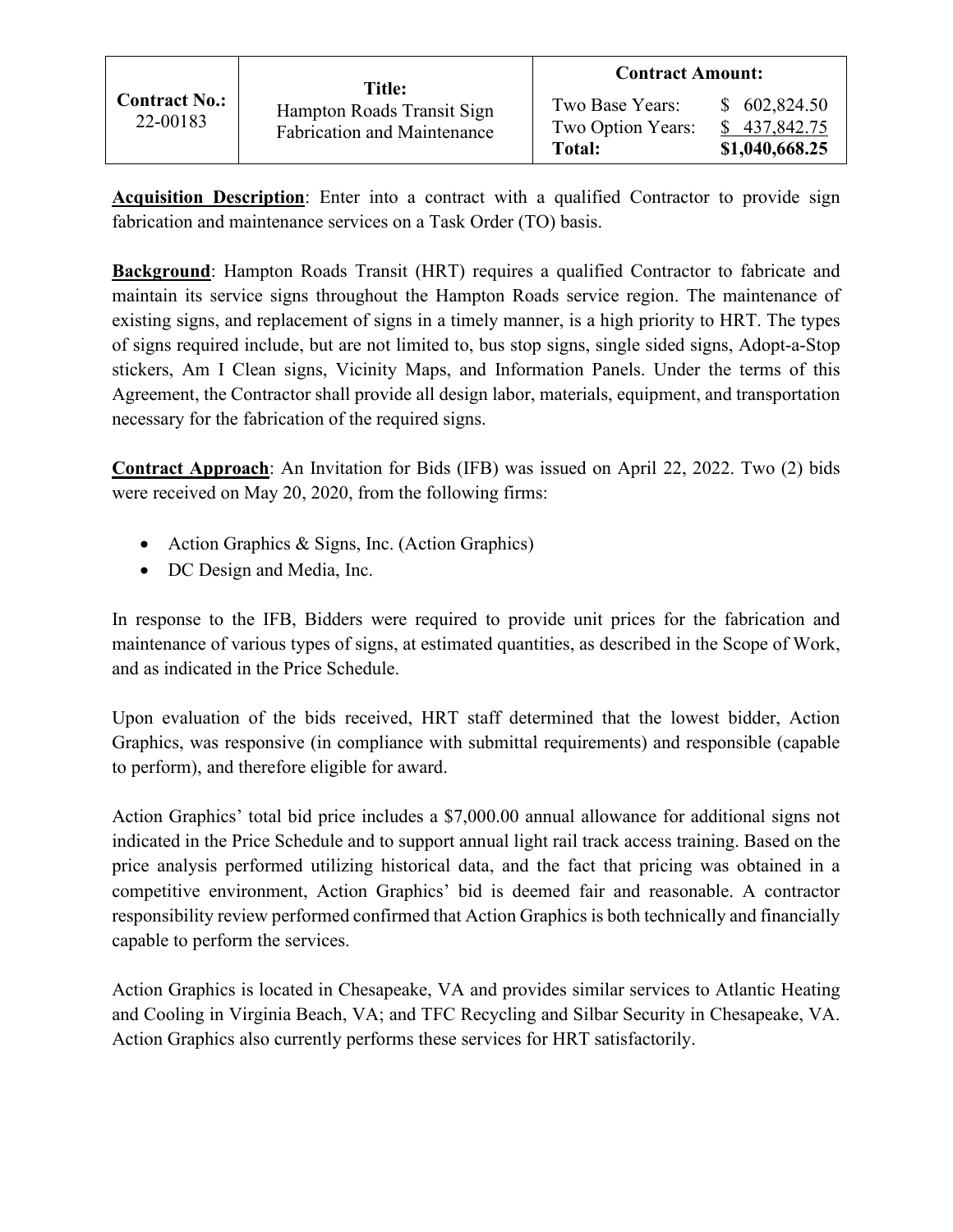| **Contract No.:** 22-00183 | **Title:** Hampton Roads Transit Sign Fabrication and Maintenance | **Contract Amount:** | |
|---|---|---|---|
| | | Two Base Years: | $ 602,824.50 |
| | | Two Option Years: | $ 437,842.75 |
| | | **Total:** | **$1,040,668.25** |

**Acquisition Description**: Enter into a contract with a qualified Contractor to provide sign fabrication and maintenance services on a Task Order (TO) basis.

**Background**: Hampton Roads Transit (HRT) requires a qualified Contractor to fabricate and maintain its service signs throughout the Hampton Roads service region. The maintenance of existing signs, and replacement of signs in a timely manner, is a high priority to HRT. The types of signs required include, but are not limited to, bus stop signs, single sided signs, Adopt-a-Stop stickers, Am I Clean signs, Vicinity Maps, and Information Panels. Under the terms of this Agreement, the Contractor shall provide all design labor, materials, equipment, and transportation necessary for the fabrication of the required signs.

**Contract Approach**: An Invitation for Bids (IFB) was issued on April 22, 2022. Two (2) bids were received on May 20, 2020, from the following firms:

- Action Graphics & Signs, Inc. (Action Graphics)
- DC Design and Media, Inc.

In response to the IFB, Bidders were required to provide unit prices for the fabrication and maintenance of various types of signs, at estimated quantities, as described in the Scope of Work, and as indicated in the Price Schedule.

Upon evaluation of the bids received, HRT staff determined that the lowest bidder, Action Graphics, was responsive (in compliance with submittal requirements) and responsible (capable to perform), and therefore eligible for award.

Action Graphics' total bid price includes a $7,000.00 annual allowance for additional signs not indicated in the Price Schedule and to support annual light rail track access training. Based on the price analysis performed utilizing historical data, and the fact that pricing was obtained in a competitive environment, Action Graphics' bid is deemed fair and reasonable. A contractor responsibility review performed confirmed that Action Graphics is both technically and financially capable to perform the services.

Action Graphics is located in Chesapeake, VA and provides similar services to Atlantic Heating and Cooling in Virginia Beach, VA; and TFC Recycling and Silbar Security in Chesapeake, VA. Action Graphics also currently performs these services for HRT satisfactorily.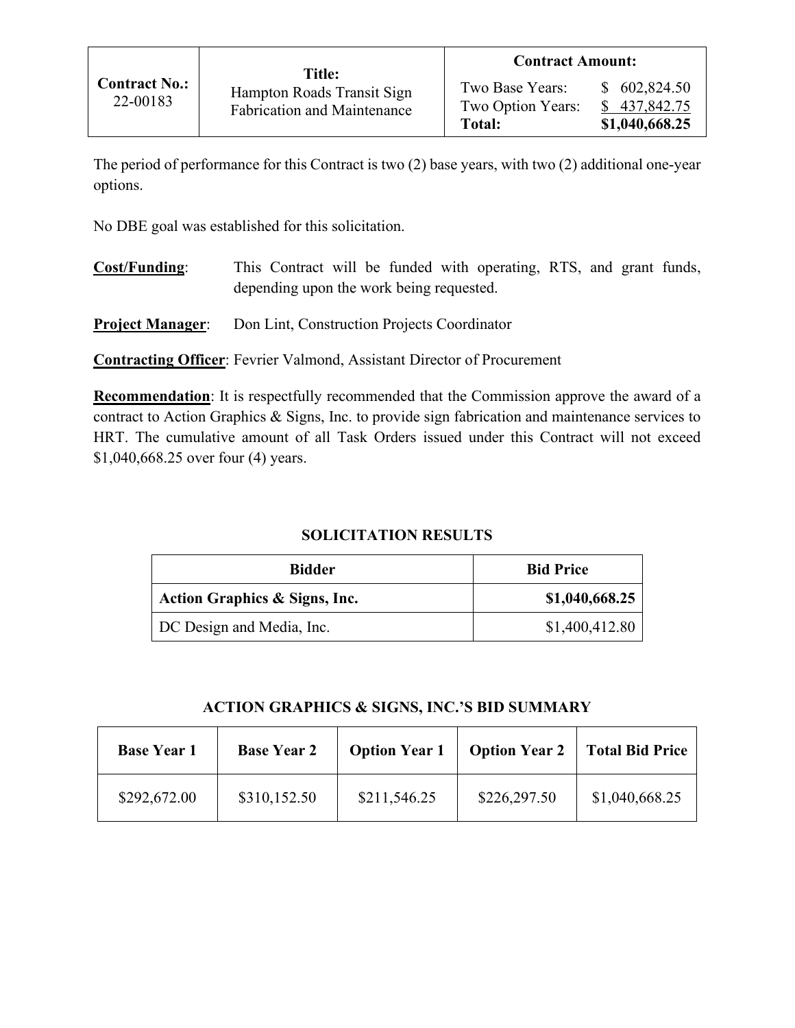| **Contract No.:** 22-00183 | **Title:** Hampton Roads Transit Sign Fabrication and Maintenance | **Contract Amount:** | |
|---|---|---|---|
| | | Two Base Years: | $ 602,824.50 |
| | | Two Option Years: | $ 437,842.75 |
| | | **Total:** | **$1,040,668.25** |

The period of performance for this Contract is two (2) base years, with two (2) additional one-year options.

No DBE goal was established for this solicitation.

**Cost/Funding**: This Contract will be funded with operating, RTS, and grant funds, depending upon the work being requested.

**Project Manager**: Don Lint, Construction Projects Coordinator

**Contracting Officer**: Fevrier Valmond, Assistant Director of Procurement

**Recommendation**: It is respectfully recommended that the Commission approve the award of a contract to Action Graphics & Signs, Inc. to provide sign fabrication and maintenance services to HRT. The cumulative amount of all Task Orders issued under this Contract will not exceed $1,040,668.25 over four (4) years.

**SOLICITATION RESULTS**

| Bidder | Bid Price |
|---|---|
| **Action Graphics & Signs, Inc.** | **$1,040,668.25** |
| DC Design and Media, Inc. | $1,400,412.80 |

**ACTION GRAPHICS & SIGNS, INC.'S BID SUMMARY**

| Base Year 1 | Base Year 2 | Option Year 1 | Option Year 2 | Total Bid Price |
|---|---|---|---|---|
| $292,672.00 | $310,152.50 | $211,546.25 | $226,297.50 | $1,040,668.25 |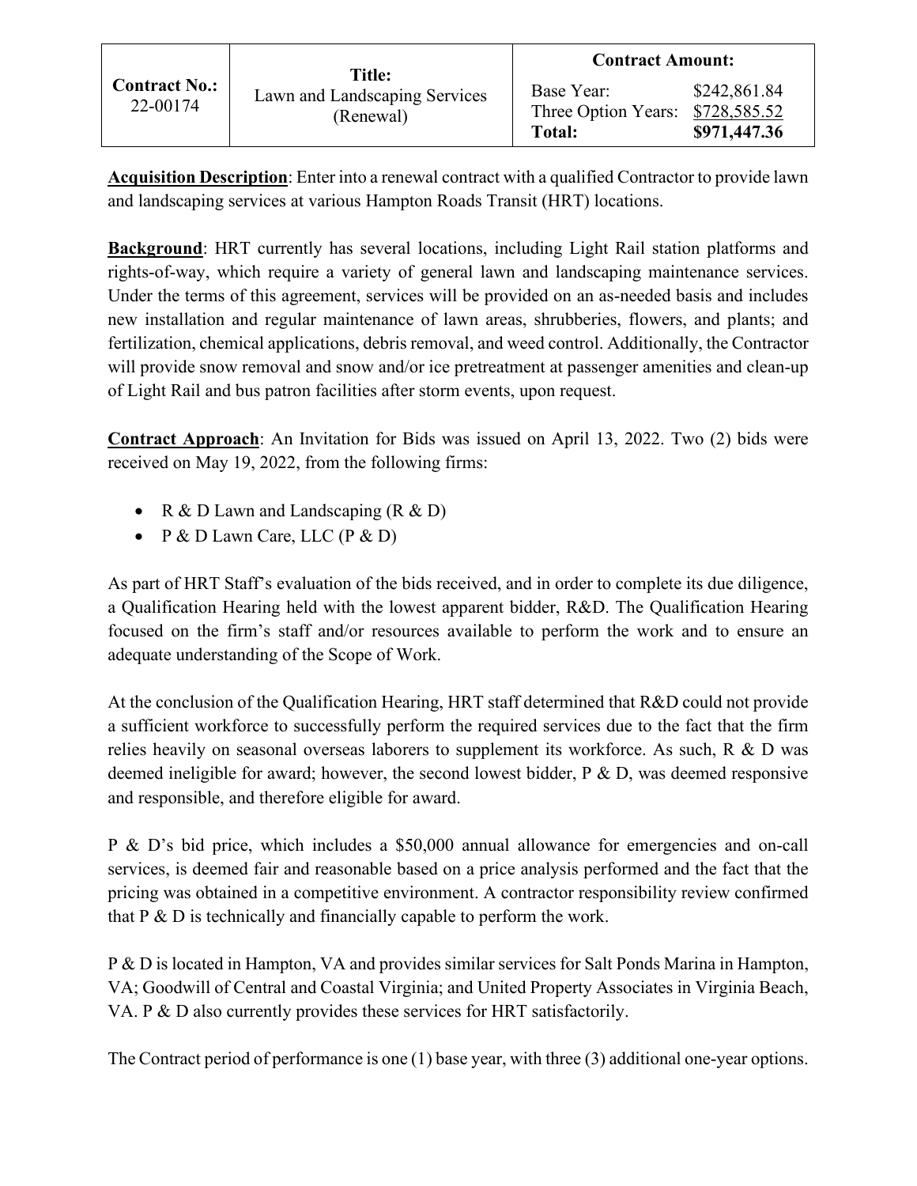| **Contract No.:** 22-00174 | **Title:** Lawn and Landscaping Services (Renewal) | **Contract Amount:** Base Year: $242,861.84 Three Option Years: $728,585.52 **Total: $971,447.36** |
|---|---|---|

**Acquisition Description**: Enter into a renewal contract with a qualified Contractor to provide lawn and landscaping services at various Hampton Roads Transit (HRT) locations.

**Background**: HRT currently has several locations, including Light Rail station platforms and rights-of-way, which require a variety of general lawn and landscaping maintenance services. Under the terms of this agreement, services will be provided on an as-needed basis and includes new installation and regular maintenance of lawn areas, shrubberies, flowers, and plants; and fertilization, chemical applications, debris removal, and weed control. Additionally, the Contractor will provide snow removal and snow and/or ice pretreatment at passenger amenities and clean-up of Light Rail and bus patron facilities after storm events, upon request.

**Contract Approach**: An Invitation for Bids was issued on April 13, 2022. Two (2) bids were received on May 19, 2022, from the following firms:

- R & D Lawn and Landscaping (R & D)
- P & D Lawn Care, LLC (P & D)

As part of HRT Staff's evaluation of the bids received, and in order to complete its due diligence, a Qualification Hearing held with the lowest apparent bidder, R&D. The Qualification Hearing focused on the firm's staff and/or resources available to perform the work and to ensure an adequate understanding of the Scope of Work.

At the conclusion of the Qualification Hearing, HRT staff determined that R&D could not provide a sufficient workforce to successfully perform the required services due to the fact that the firm relies heavily on seasonal overseas laborers to supplement its workforce. As such, R & D was deemed ineligible for award; however, the second lowest bidder, P & D, was deemed responsive and responsible, and therefore eligible for award.

P & D's bid price, which includes a $50,000 annual allowance for emergencies and on-call services, is deemed fair and reasonable based on a price analysis performed and the fact that the pricing was obtained in a competitive environment. A contractor responsibility review confirmed that P & D is technically and financially capable to perform the work.

P & D is located in Hampton, VA and provides similar services for Salt Ponds Marina in Hampton, VA; Goodwill of Central and Coastal Virginia; and United Property Associates in Virginia Beach, VA. P & D also currently provides these services for HRT satisfactorily.

The Contract period of performance is one (1) base year, with three (3) additional one-year options.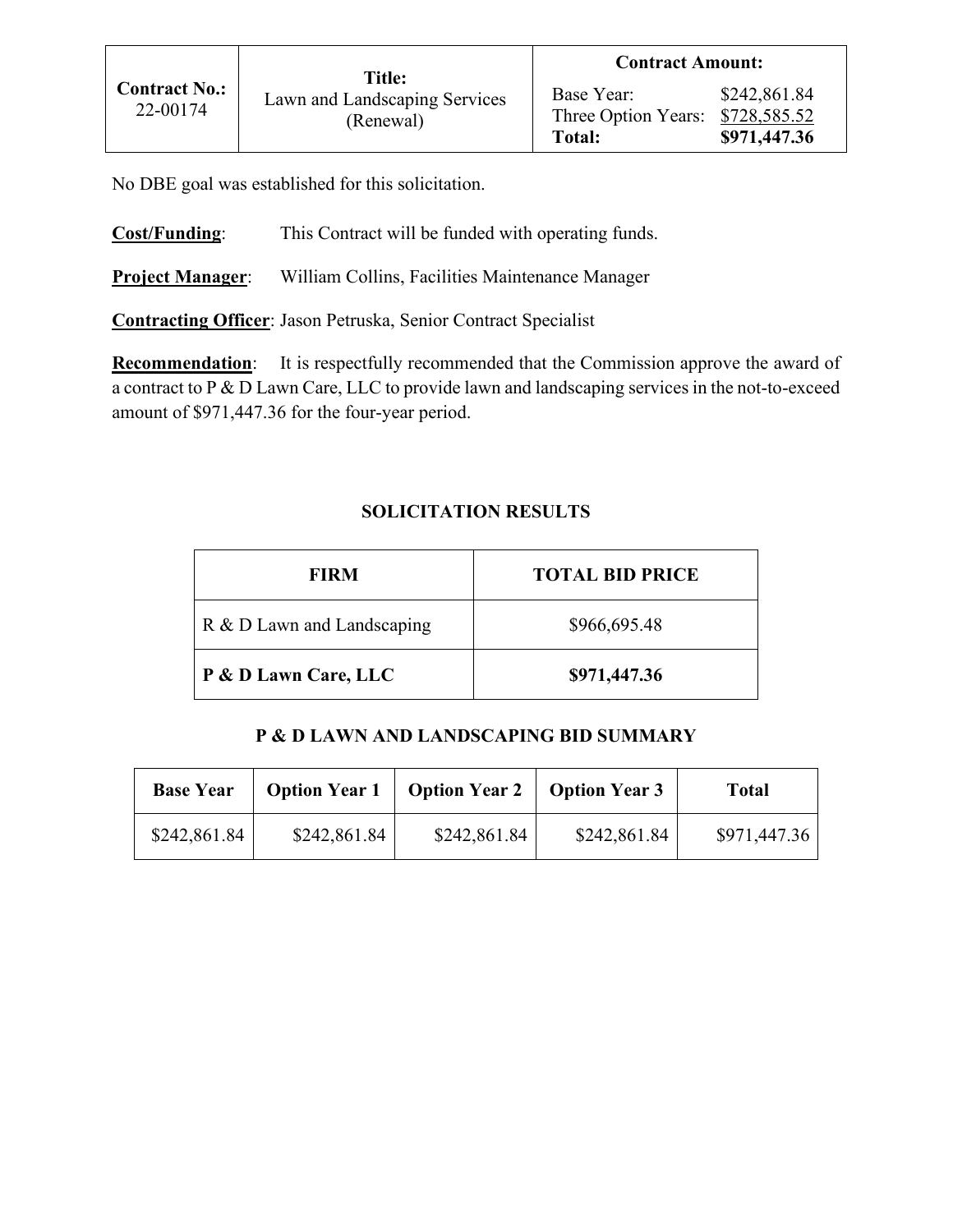| Contract No.: 22-00174 | Title: Lawn and Landscaping Services (Renewal) | Contract Amount: | |
|---|---|---|---|
| | | Base Year: | $242,861.84 |
| | | Three Option Years: | $728,585.52 |
| | | **Total:** | **$971,447.36** |

No DBE goal was established for this solicitation.

**Cost/Funding**: This Contract will be funded with operating funds.

**Project Manager**: William Collins, Facilities Maintenance Manager

**Contracting Officer**: Jason Petruska, Senior Contract Specialist

**Recommendation**: It is respectfully recommended that the Commission approve the award of a contract to P & D Lawn Care, LLC to provide lawn and landscaping services in the not-to-exceed amount of $971,447.36 for the four-year period.

## SOLICITATION RESULTS

| FIRM | TOTAL BID PRICE |
|---|---|
| R & D Lawn and Landscaping | $966,695.48 |
| **P & D Lawn Care, LLC** | **$971,447.36** |

## P & D LAWN AND LANDSCAPING BID SUMMARY

| Base Year | Option Year 1 | Option Year 2 | Option Year 3 | Total |
|---|---|---|---|---|
| $242,861.84 | $242,861.84 | $242,861.84 | $242,861.84 | $971,447.36 |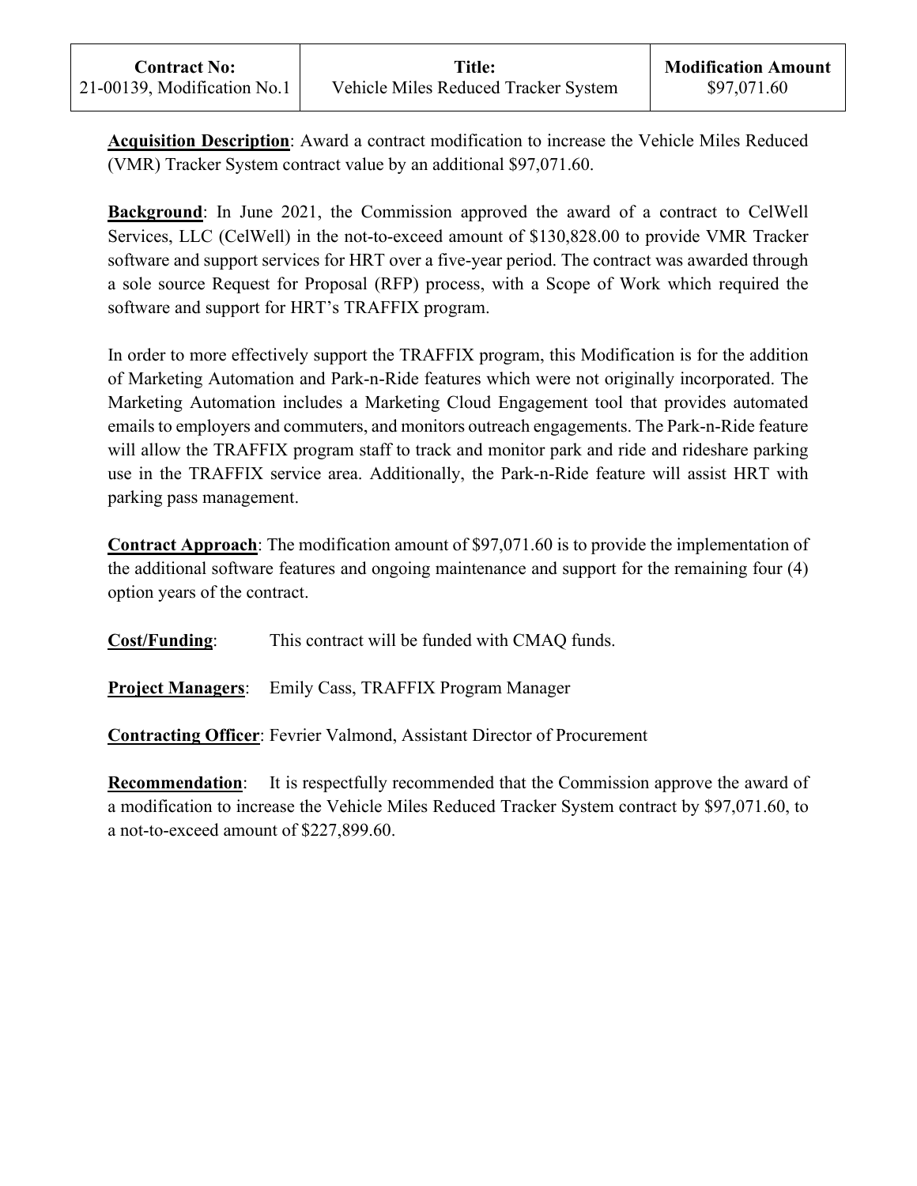| Contract No: | Title: | Modification Amount |
| --- | --- | --- |
| 21-00139, Modification No.1 | Vehicle Miles Reduced Tracker System | $97,071.60 |

**Acquisition Description**: Award a contract modification to increase the Vehicle Miles Reduced (VMR) Tracker System contract value by an additional $97,071.60.

**Background**: In June 2021, the Commission approved the award of a contract to CelWell Services, LLC (CelWell) in the not-to-exceed amount of $130,828.00 to provide VMR Tracker software and support services for HRT over a five-year period. The contract was awarded through a sole source Request for Proposal (RFP) process, with a Scope of Work which required the software and support for HRT's TRAFFIX program.

In order to more effectively support the TRAFFIX program, this Modification is for the addition of Marketing Automation and Park-n-Ride features which were not originally incorporated. The Marketing Automation includes a Marketing Cloud Engagement tool that provides automated emails to employers and commuters, and monitors outreach engagements. The Park-n-Ride feature will allow the TRAFFIX program staff to track and monitor park and ride and rideshare parking use in the TRAFFIX service area. Additionally, the Park-n-Ride feature will assist HRT with parking pass management.

**Contract Approach**: The modification amount of $97,071.60 is to provide the implementation of the additional software features and ongoing maintenance and support for the remaining four (4) option years of the contract.

**Cost/Funding**: This contract will be funded with CMAQ funds.

**Project Managers**: Emily Cass, TRAFFIX Program Manager

**Contracting Officer**: Fevrier Valmond, Assistant Director of Procurement

**Recommendation**: It is respectfully recommended that the Commission approve the award of a modification to increase the Vehicle Miles Reduced Tracker System contract by $97,071.60, to a not-to-exceed amount of $227,899.60.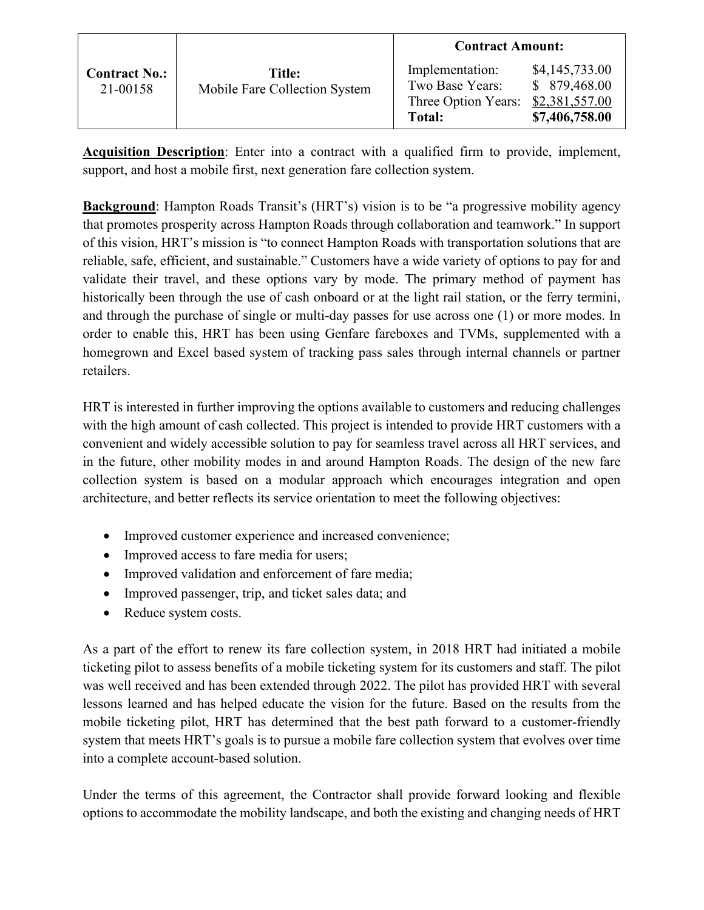| Contract No.: | Title: | Contract Amount: | |
|---|---|---|---|
| 21-00158 | Mobile Fare Collection System | Implementation: | $4,145,733.00 |
| | | Two Base Years: | $ 879,468.00 |
| | | Three Option Years: | $2,381,557.00 |
| | | **Total:** | **$7,406,758.00** |

**Acquisition Description**: Enter into a contract with a qualified firm to provide, implement, support, and host a mobile first, next generation fare collection system.

**Background**: Hampton Roads Transit's (HRT's) vision is to be "a progressive mobility agency that promotes prosperity across Hampton Roads through collaboration and teamwork." In support of this vision, HRT's mission is "to connect Hampton Roads with transportation solutions that are reliable, safe, efficient, and sustainable." Customers have a wide variety of options to pay for and validate their travel, and these options vary by mode. The primary method of payment has historically been through the use of cash onboard or at the light rail station, or the ferry termini, and through the purchase of single or multi-day passes for use across one (1) or more modes. In order to enable this, HRT has been using Genfare fareboxes and TVMs, supplemented with a homegrown and Excel based system of tracking pass sales through internal channels or partner retailers.

HRT is interested in further improving the options available to customers and reducing challenges with the high amount of cash collected. This project is intended to provide HRT customers with a convenient and widely accessible solution to pay for seamless travel across all HRT services, and in the future, other mobility modes in and around Hampton Roads. The design of the new fare collection system is based on a modular approach which encourages integration and open architecture, and better reflects its service orientation to meet the following objectives:

- Improved customer experience and increased convenience;
- Improved access to fare media for users;
- Improved validation and enforcement of fare media;
- Improved passenger, trip, and ticket sales data; and
- Reduce system costs.

As a part of the effort to renew its fare collection system, in 2018 HRT had initiated a mobile ticketing pilot to assess benefits of a mobile ticketing system for its customers and staff. The pilot was well received and has been extended through 2022. The pilot has provided HRT with several lessons learned and has helped educate the vision for the future. Based on the results from the mobile ticketing pilot, HRT has determined that the best path forward to a customer-friendly system that meets HRT's goals is to pursue a mobile fare collection system that evolves over time into a complete account-based solution.

Under the terms of this agreement, the Contractor shall provide forward looking and flexible options to accommodate the mobility landscape, and both the existing and changing needs of HRT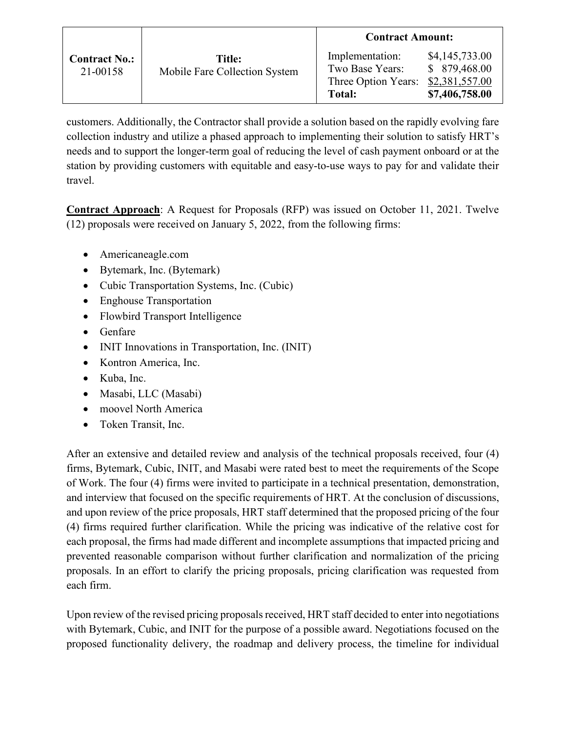| Contract No.: | Title: | Contract Amount: | |
|---|---|---|---|
| 21-00158 | Mobile Fare Collection System | Implementation: | $4,145,733.00 |
| | | Two Base Years: | $ 879,468.00 |
| | | Three Option Years: | $2,381,557.00 |
| | | **Total:** | **$7,406,758.00** |

customers. Additionally, the Contractor shall provide a solution based on the rapidly evolving fare collection industry and utilize a phased approach to implementing their solution to satisfy HRT's needs and to support the longer-term goal of reducing the level of cash payment onboard or at the station by providing customers with equitable and easy-to-use ways to pay for and validate their travel.

**Contract Approach**: A Request for Proposals (RFP) was issued on October 11, 2021. Twelve (12) proposals were received on January 5, 2022, from the following firms:

- Americaneagle.com
- Bytemark, Inc. (Bytemark)
- Cubic Transportation Systems, Inc. (Cubic)
- Enghouse Transportation
- Flowbird Transport Intelligence
- Genfare
- INIT Innovations in Transportation, Inc. (INIT)
- Kontron America, Inc.
- Kuba, Inc.
- Masabi, LLC (Masabi)
- moovel North America
- Token Transit, Inc.

After an extensive and detailed review and analysis of the technical proposals received, four (4) firms, Bytemark, Cubic, INIT, and Masabi were rated best to meet the requirements of the Scope of Work. The four (4) firms were invited to participate in a technical presentation, demonstration, and interview that focused on the specific requirements of HRT. At the conclusion of discussions, and upon review of the price proposals, HRT staff determined that the proposed pricing of the four (4) firms required further clarification. While the pricing was indicative of the relative cost for each proposal, the firms had made different and incomplete assumptions that impacted pricing and prevented reasonable comparison without further clarification and normalization of the pricing proposals. In an effort to clarify the pricing proposals, pricing clarification was requested from each firm.

Upon review of the revised pricing proposals received, HRT staff decided to enter into negotiations with Bytemark, Cubic, and INIT for the purpose of a possible award. Negotiations focused on the proposed functionality delivery, the roadmap and delivery process, the timeline for individual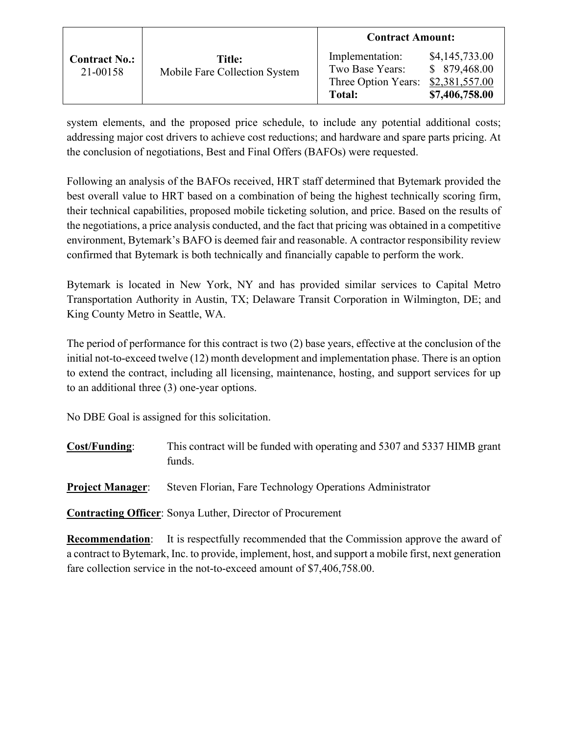| Contract No.: | Title: | Contract Amount: | |
|---|---|---|---|
| 21-00158 | Mobile Fare Collection System | Implementation: | $4,145,733.00 |
| | | Two Base Years: | $ 879,468.00 |
| | | Three Option Years: | $2,381,557.00 |
| | | **Total:** | **$7,406,758.00** |

system elements, and the proposed price schedule, to include any potential additional costs; addressing major cost drivers to achieve cost reductions; and hardware and spare parts pricing. At the conclusion of negotiations, Best and Final Offers (BAFOs) were requested.

Following an analysis of the BAFOs received, HRT staff determined that Bytemark provided the best overall value to HRT based on a combination of being the highest technically scoring firm, their technical capabilities, proposed mobile ticketing solution, and price. Based on the results of the negotiations, a price analysis conducted, and the fact that pricing was obtained in a competitive environment, Bytemark's BAFO is deemed fair and reasonable. A contractor responsibility review confirmed that Bytemark is both technically and financially capable to perform the work.

Bytemark is located in New York, NY and has provided similar services to Capital Metro Transportation Authority in Austin, TX; Delaware Transit Corporation in Wilmington, DE; and King County Metro in Seattle, WA.

The period of performance for this contract is two (2) base years, effective at the conclusion of the initial not-to-exceed twelve (12) month development and implementation phase. There is an option to extend the contract, including all licensing, maintenance, hosting, and support services for up to an additional three (3) one-year options.

No DBE Goal is assigned for this solicitation.

**Cost/Funding**: This contract will be funded with operating and 5307 and 5337 HIMB grant funds.

**Project Manager**: Steven Florian, Fare Technology Operations Administrator

**Contracting Officer**: Sonya Luther, Director of Procurement

**Recommendation**: It is respectfully recommended that the Commission approve the award of a contract to Bytemark, Inc. to provide, implement, host, and support a mobile first, next generation fare collection service in the not-to-exceed amount of $7,406,758.00.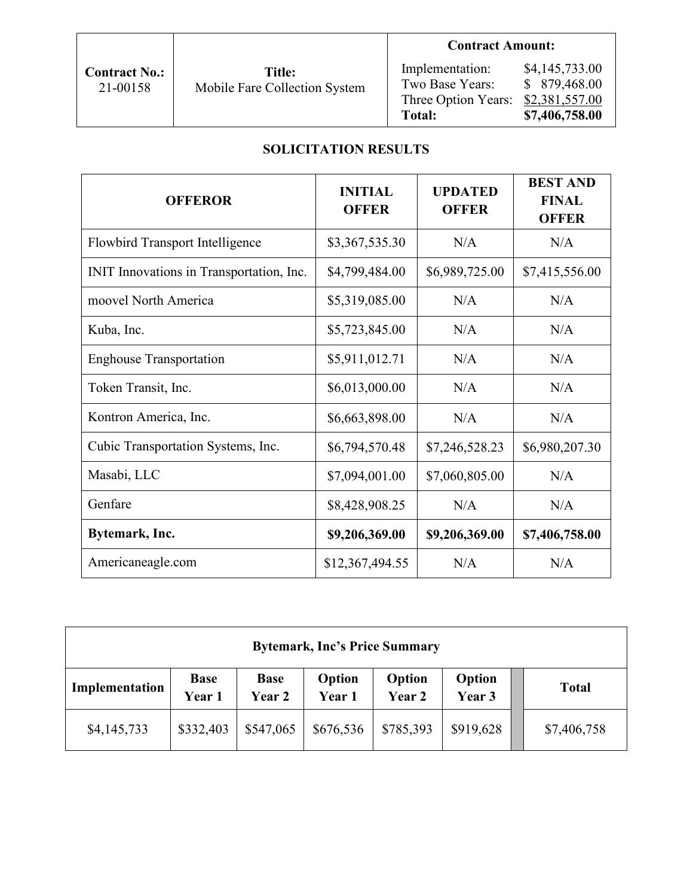| Contract No.: 21-00158 | Title: Mobile Fare Collection System | Contract Amount: |
|---|---|---|
| | | Implementation: $4,145,733.00 |
| | | Two Base Years: $ 879,468.00 |
| | | Three Option Years: $2,381,557.00 |
| | | **Total: $7,406,758.00** |

## SOLICITATION RESULTS

| OFFEROR | INITIAL OFFER | UPDATED OFFER | BEST AND FINAL OFFER |
|---|---|---|---|
| Flowbird Transport Intelligence | $3,367,535.30 | N/A | N/A |
| INIT Innovations in Transportation, Inc. | $4,799,484.00 | $6,989,725.00 | $7,415,556.00 |
| moovel North America | $5,319,085.00 | N/A | N/A |
| Kuba, Inc. | $5,723,845.00 | N/A | N/A |
| Enghouse Transportation | $5,911,012.71 | N/A | N/A |
| Token Transit, Inc. | $6,013,000.00 | N/A | N/A |
| Kontron America, Inc. | $6,663,898.00 | N/A | N/A |
| Cubic Transportation Systems, Inc. | $6,794,570.48 | $7,246,528.23 | $6,980,207.30 |
| Masabi, LLC | $7,094,001.00 | $7,060,805.00 | N/A |
| Genfare | $8,428,908.25 | N/A | N/A |
| **Bytemark, Inc.** | **$9,206,369.00** | **$9,206,369.00** | **$7,406,758.00** |
| Americaneagle.com | $12,367,494.55 | N/A | N/A |

| Bytemark, Inc's Price Summary | | | | | | | |
|---|---|---|---|---|---|---|---|
| Implementation | Base Year 1 | Base Year 2 | Option Year 1 | Option Year 2 | Option Year 3 | | Total |
| $4,145,733 | $332,403 | $547,065 | $676,536 | $785,393 | $919,628 | | $7,406,758 |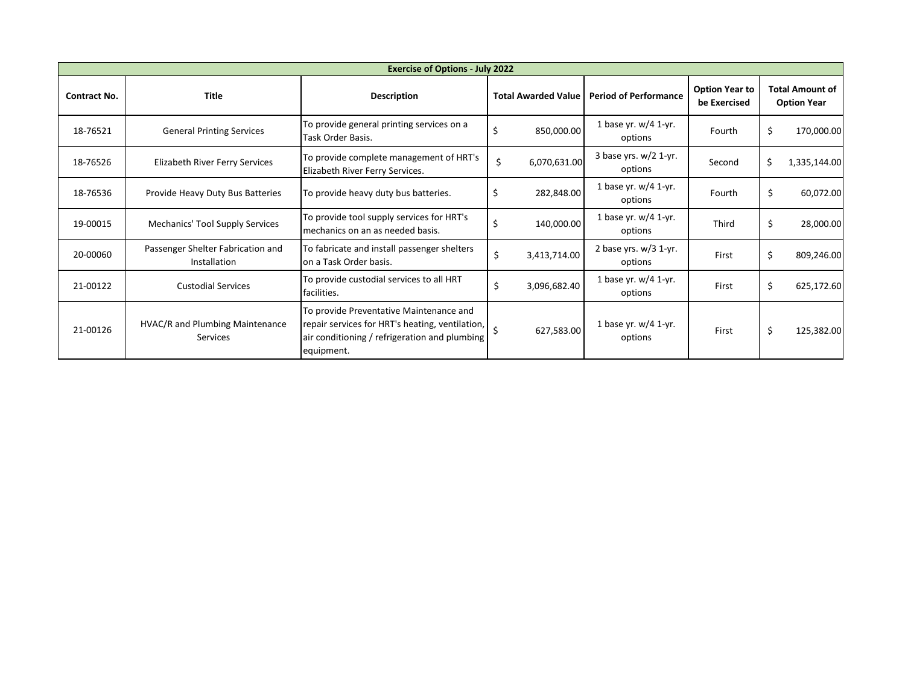| Exercise of Options - July 2022 | | | | | | |
|---|---|---|---|---|---|---|
| **Contract No.** | **Title** | **Description** | **Total Awarded Value** | **Period of Performance** | **Option Year to be Exercised** | **Total Amount of Option Year** |
| 18-76521 | General Printing Services | To provide general printing services on a Task Order Basis. | $ 850,000.00 | 1 base yr. w/4 1-yr. options | Fourth | $ 170,000.00 |
| 18-76526 | Elizabeth River Ferry Services | To provide complete management of HRT's Elizabeth River Ferry Services. | $ 6,070,631.00 | 3 base yrs. w/2 1-yr. options | Second | $ 1,335,144.00 |
| 18-76536 | Provide Heavy Duty Bus Batteries | To provide heavy duty bus batteries. | $ 282,848.00 | 1 base yr. w/4 1-yr. options | Fourth | $ 60,072.00 |
| 19-00015 | Mechanics' Tool Supply Services | To provide tool supply services for HRT's mechanics on an as needed basis. | $ 140,000.00 | 1 base yr. w/4 1-yr. options | Third | $ 28,000.00 |
| 20-00060 | Passenger Shelter Fabrication and Installation | To fabricate and install passenger shelters on a Task Order basis. | $ 3,413,714.00 | 2 base yrs. w/3 1-yr. options | First | $ 809,246.00 |
| 21-00122 | Custodial Services | To provide custodial services to all HRT facilities. | $ 3,096,682.40 | 1 base yr. w/4 1-yr. options | First | $ 625,172.60 |
| 21-00126 | HVAC/R and Plumbing Maintenance Services | To provide Preventative Maintenance and repair services for HRT's heating, ventilation, air conditioning / refrigeration and plumbing equipment. | $ 627,583.00 | 1 base yr. w/4 1-yr. options | First | $ 125,382.00 |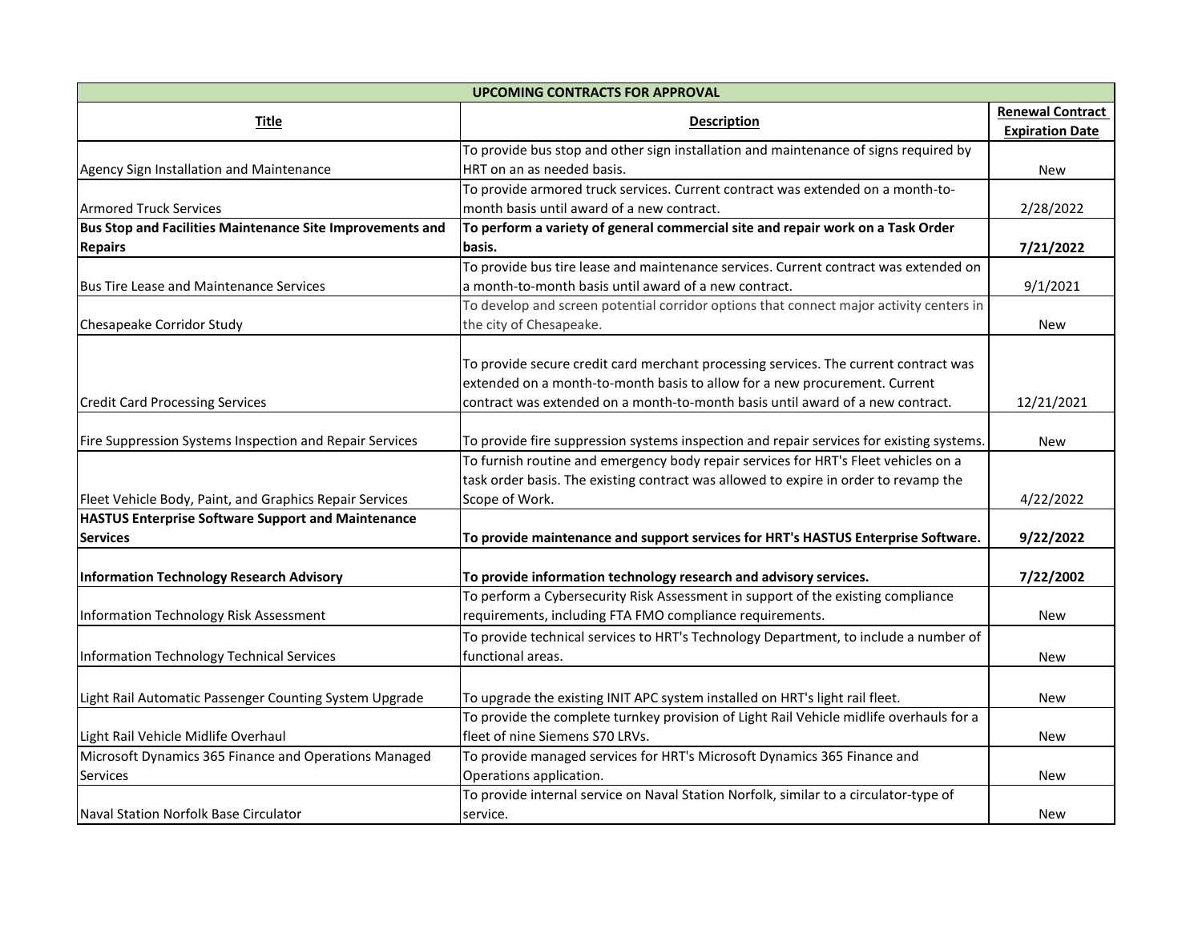| UPCOMING CONTRACTS FOR APPROVAL | | |
|---|---|---|
| **Title** | **Description** | **Renewal Contract Expiration Date** |
| Agency Sign Installation and Maintenance | To provide bus stop and other sign installation and maintenance of signs required by HRT on an as needed basis. | New |
| Armored Truck Services | To provide armored truck services. Current contract was extended on a month-to-month basis until award of a new contract. | 2/28/2022 |
| **Bus Stop and Facilities Maintenance Site Improvements and Repairs** | **To perform a variety of general commercial site and repair work on a Task Order basis.** | **7/21/2022** |
| Bus Tire Lease and Maintenance Services | To provide bus tire lease and maintenance services. Current contract was extended on a month-to-month basis until award of a new contract. | 9/1/2021 |
| Chesapeake Corridor Study | To develop and screen potential corridor options that connect major activity centers in the city of Chesapeake. | New |
| Credit Card Processing Services | To provide secure credit card merchant processing services. The current contract was extended on a month-to-month basis to allow for a new procurement. Current contract was extended on a month-to-month basis until award of a new contract. | 12/21/2021 |
| Fire Suppression Systems Inspection and Repair Services | To provide fire suppression systems inspection and repair services for existing systems. | New |
| Fleet Vehicle Body, Paint, and Graphics Repair Services | To furnish routine and emergency body repair services for HRT's Fleet vehicles on a task order basis. The existing contract was allowed to expire in order to revamp the Scope of Work. | 4/22/2022 |
| **HASTUS Enterprise Software Support and Maintenance Services** | **To provide maintenance and support services for HRT's HASTUS Enterprise Software.** | **9/22/2022** |
| **Information Technology Research Advisory** | **To provide information technology research and advisory services.** | **7/22/2002** |
| Information Technology Risk Assessment | To perform a Cybersecurity Risk Assessment in support of the existing compliance requirements, including FTA FMO compliance requirements. | New |
| Information Technology Technical Services | To provide technical services to HRT's Technology Department, to include a number of functional areas. | New |
| Light Rail Automatic Passenger Counting System Upgrade | To upgrade the existing INIT APC system installed on HRT's light rail fleet. | New |
| Light Rail Vehicle Midlife Overhaul | To provide the complete turnkey provision of Light Rail Vehicle midlife overhauls for a fleet of nine Siemens S70 LRVs. | New |
| Microsoft Dynamics 365 Finance and Operations Managed Services | To provide managed services for HRT's Microsoft Dynamics 365 Finance and Operations application. | New |
| Naval Station Norfolk Base Circulator | To provide internal service on Naval Station Norfolk, similar to a circulator-type of service. | New |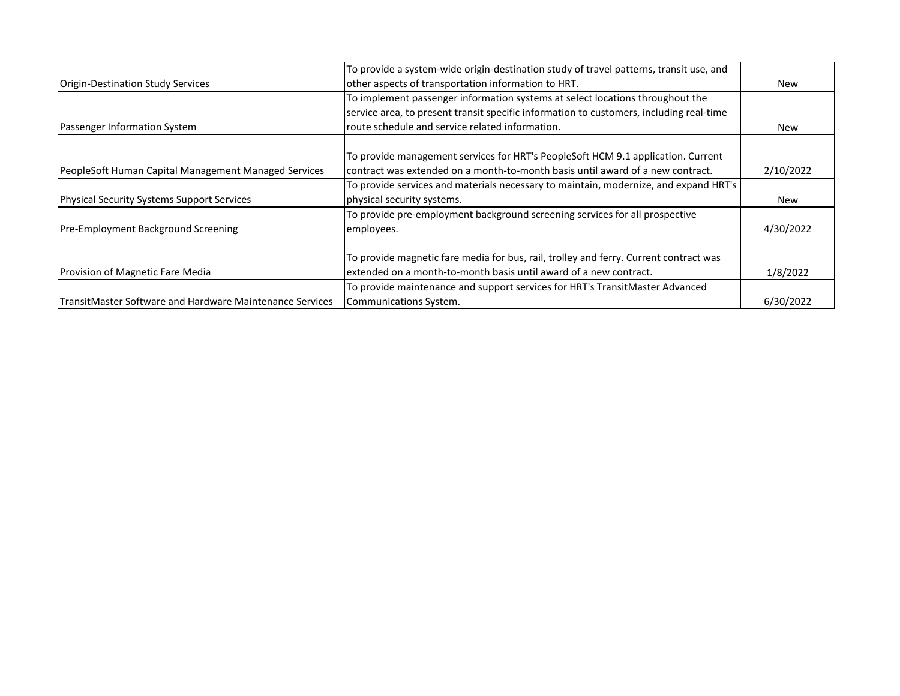| | | |
|---|---|---|
| Origin-Destination Study Services | To provide a system-wide origin-destination study of travel patterns, transit use, and other aspects of transportation information to HRT. | New |
| Passenger Information System | To implement passenger information systems at select locations throughout the service area, to present transit specific information to customers, including real-time route schedule and service related information. | New |
| PeopleSoft Human Capital Management Managed Services | To provide management services for HRT's PeopleSoft HCM 9.1 application. Current contract was extended on a month-to-month basis until award of a new contract. | 2/10/2022 |
| Physical Security Systems Support Services | To provide services and materials necessary to maintain, modernize, and expand HRT's physical security systems. | New |
| Pre-Employment Background Screening | To provide pre-employment background screening services for all prospective employees. | 4/30/2022 |
| Provision of Magnetic Fare Media | To provide magnetic fare media for bus, rail, trolley and ferry. Current contract was extended on a month-to-month basis until award of a new contract. | 1/8/2022 |
| TransitMaster Software and Hardware Maintenance Services | To provide maintenance and support services for HRT's TransitMaster Advanced Communications System. | 6/30/2022 |